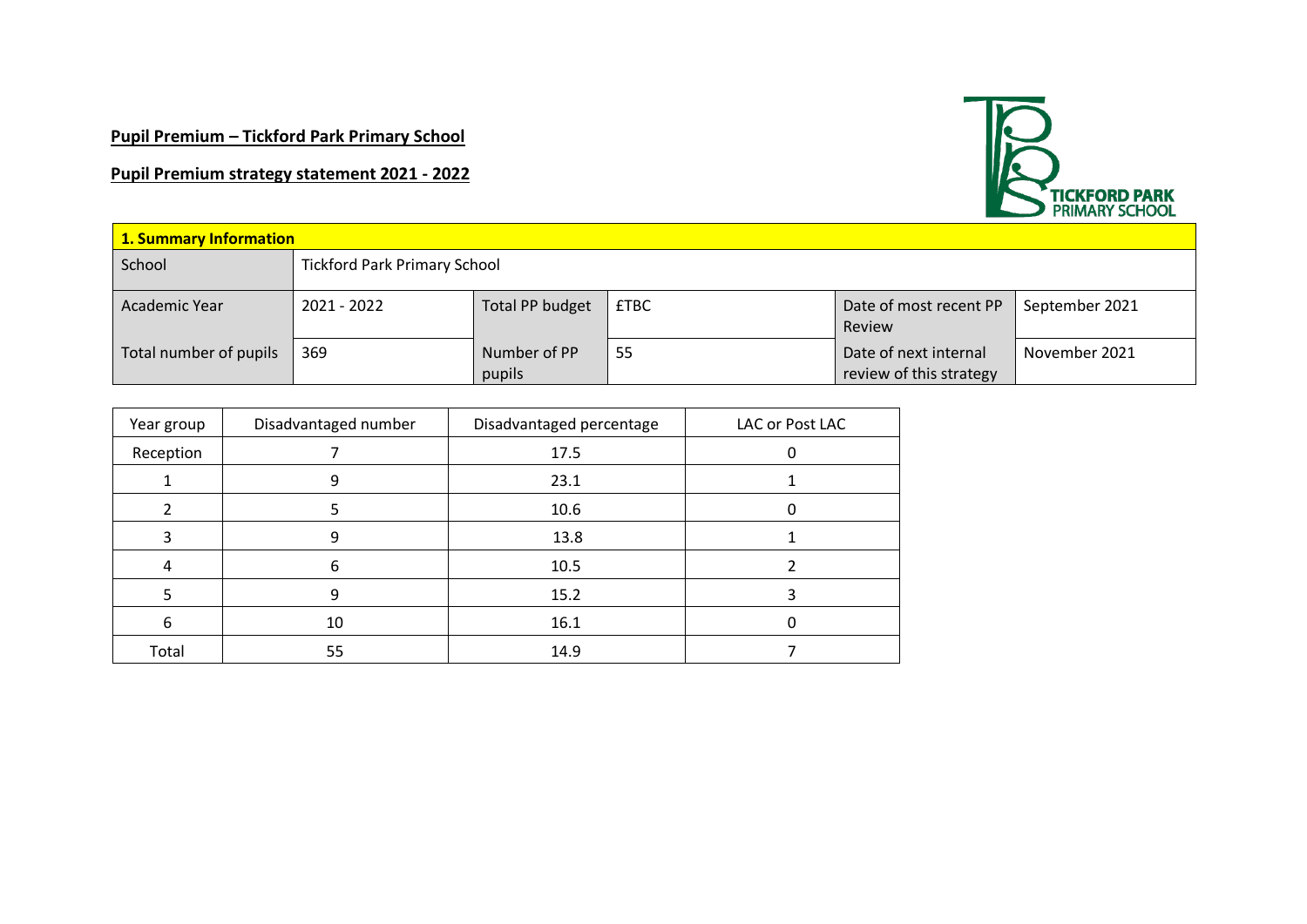**Pupil Premium – Tickford Park Primary School**

**Pupil Premium strategy statement 2021 - 2022**

| **1. Summary Information** | | | | | |
|---|---|---|---|---|---|
| School | Tickford Park Primary School | | | | |
| Academic Year | 2021 - 2022 | Total PP budget | £TBC | Date of most recent PP Review | September 2021 |
| Total number of pupils | 369 | Number of PP pupils | 55 | Date of next internal review of this strategy | November 2021 |

| Year group | Disadvantaged number | Disadvantaged percentage | LAC or Post LAC |
|---|---|---|---|
| Reception | 7 | 17.5 | 0 |
| 1 | 9 | 23.1 | 1 |
| 2 | 5 | 10.6 | 0 |
| 3 | 9 | 13.8 | 1 |
| 4 | 6 | 10.5 | 2 |
| 5 | 9 | 15.2 | 3 |
| 6 | 10 | 16.1 | 0 |
| Total | 55 | 14.9 | 7 |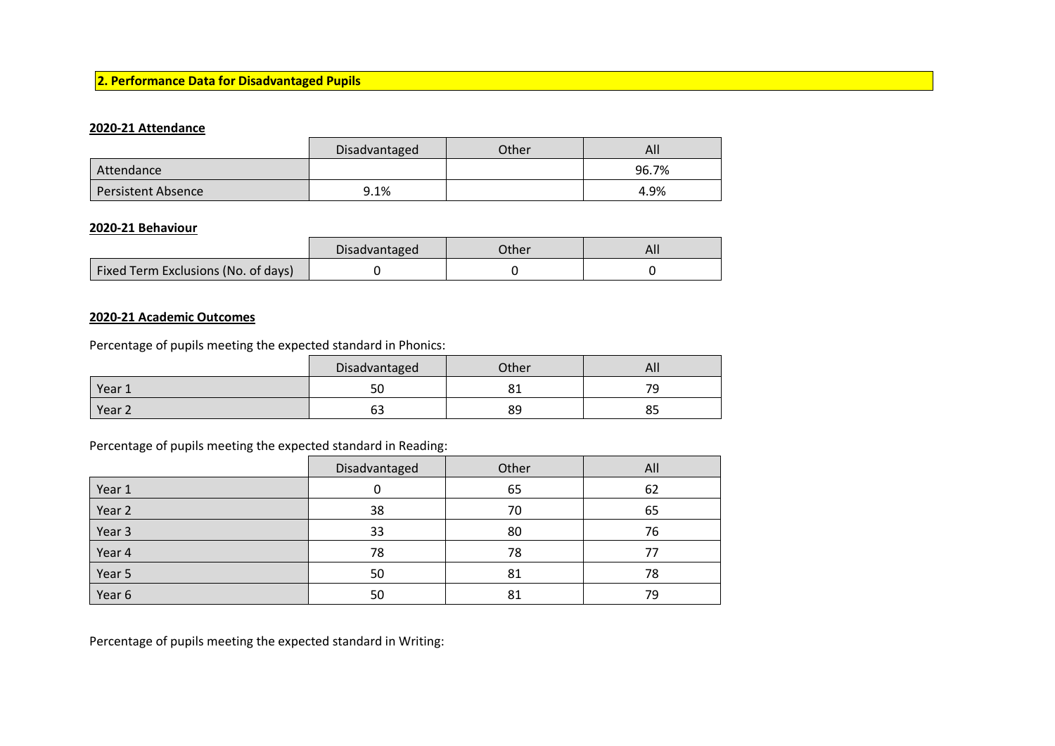## 2. Performance Data for Disadvantaged Pupils

### 2020-21 Attendance

| | Disadvantaged | Other | All |
|---|---|---|---|
| Attendance | | | 96.7% |
| Persistent Absence | 9.1% | | 4.9% |

### 2020-21 Behaviour

| | Disadvantaged | Other | All |
|---|---|---|---|
| Fixed Term Exclusions (No. of days) | 0 | 0 | 0 |

### 2020-21 Academic Outcomes

Percentage of pupils meeting the expected standard in Phonics:

| | Disadvantaged | Other | All |
|---|---|---|---|
| Year 1 | 50 | 81 | 79 |
| Year 2 | 63 | 89 | 85 |

Percentage of pupils meeting the expected standard in Reading:

| | Disadvantaged | Other | All |
|---|---|---|---|
| Year 1 | 0 | 65 | 62 |
| Year 2 | 38 | 70 | 65 |
| Year 3 | 33 | 80 | 76 |
| Year 4 | 78 | 78 | 77 |
| Year 5 | 50 | 81 | 78 |
| Year 6 | 50 | 81 | 79 |

Percentage of pupils meeting the expected standard in Writing: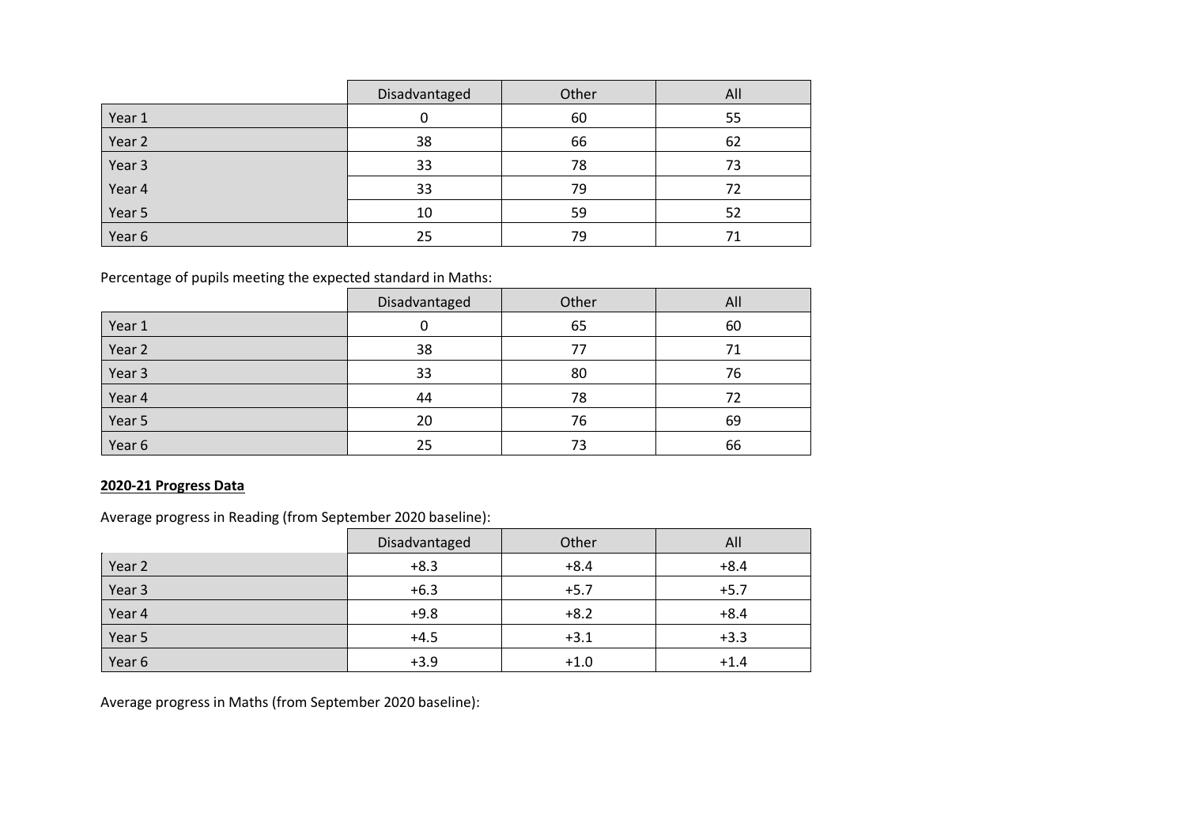|  | Disadvantaged | Other | All |
|---|---|---|---|
| Year 1 | 0 | 60 | 55 |
| Year 2 | 38 | 66 | 62 |
| Year 3 | 33 | 78 | 73 |
| Year 4 | 33 | 79 | 72 |
| Year 5 | 10 | 59 | 52 |
| Year 6 | 25 | 79 | 71 |

Percentage of pupils meeting the expected standard in Maths:

|  | Disadvantaged | Other | All |
|---|---|---|---|
| Year 1 | 0 | 65 | 60 |
| Year 2 | 38 | 77 | 71 |
| Year 3 | 33 | 80 | 76 |
| Year 4 | 44 | 78 | 72 |
| Year 5 | 20 | 76 | 69 |
| Year 6 | 25 | 73 | 66 |

**2020-21 Progress Data**

Average progress in Reading (from September 2020 baseline):

|  | Disadvantaged | Other | All |
|---|---|---|---|
| Year 2 | +8.3 | +8.4 | +8.4 |
| Year 3 | +6.3 | +5.7 | +5.7 |
| Year 4 | +9.8 | +8.2 | +8.4 |
| Year 5 | +4.5 | +3.1 | +3.3 |
| Year 6 | +3.9 | +1.0 | +1.4 |

Average progress in Maths (from September 2020 baseline):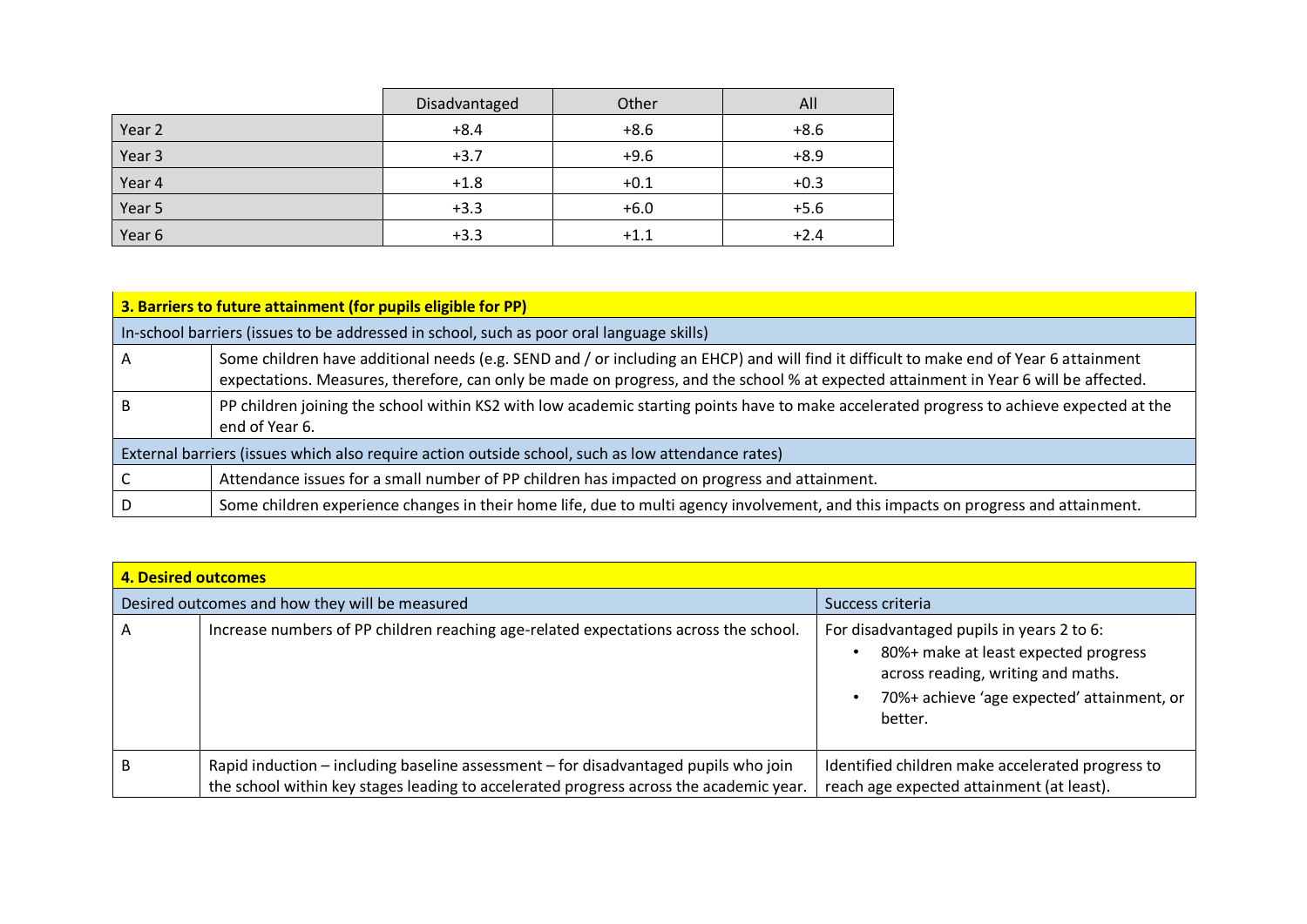| | Disadvantaged | Other | All |
|---|---|---|---|
| Year 2 | +8.4 | +8.6 | +8.6 |
| Year 3 | +3.7 | +9.6 | +8.9 |
| Year 4 | +1.8 | +0.1 | +0.3 |
| Year 5 | +3.3 | +6.0 | +5.6 |
| Year 6 | +3.3 | +1.1 | +2.4 |

| **3. Barriers to future attainment (for pupils eligible for PP)** | |
|---|---|
| In-school barriers (issues to be addressed in school, such as poor oral language skills) | |
| A | Some children have additional needs (e.g. SEND and / or including an EHCP) and will find it difficult to make end of Year 6 attainment expectations. Measures, therefore, can only be made on progress, and the school % at expected attainment in Year 6 will be affected. |
| B | PP children joining the school within KS2 with low academic starting points have to make accelerated progress to achieve expected at the end of Year 6. |
| External barriers (issues which also require action outside school, such as low attendance rates) | |
| C | Attendance issues for a small number of PP children has impacted on progress and attainment. |
| D | Some children experience changes in their home life, due to multi agency involvement, and this impacts on progress and attainment. |

| **4. Desired outcomes** | | |
|---|---|---|
| Desired outcomes and how they will be measured | | Success criteria |
| A | Increase numbers of PP children reaching age-related expectations across the school. | For disadvantaged pupils in years 2 to 6: <br>• 80%+ make at least expected progress across reading, writing and maths. <br>• 70%+ achieve 'age expected' attainment, or better. |
| B | Rapid induction – including baseline assessment – for disadvantaged pupils who join the school within key stages leading to accelerated progress across the academic year. | Identified children make accelerated progress to reach age expected attainment (at least). |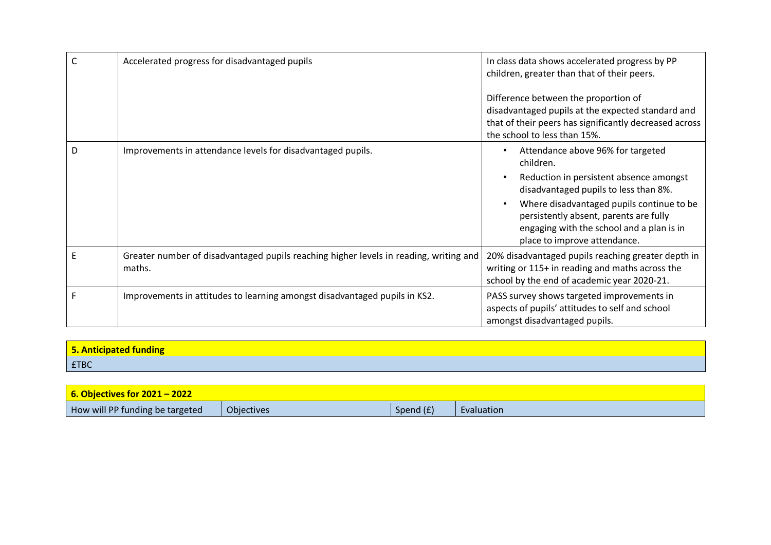| | | |
|---|---|---|
| C | Accelerated progress for disadvantaged pupils | In class data shows accelerated progress by PP children, greater than that of their peers.<br><br>Difference between the proportion of disadvantaged pupils at the expected standard and that of their peers has significantly decreased across the school to less than 15%. |
| D | Improvements in attendance levels for disadvantaged pupils. | • Attendance above 96% for targeted children.<br>• Reduction in persistent absence amongst disadvantaged pupils to less than 8%.<br>• Where disadvantaged pupils continue to be persistently absent, parents are fully engaging with the school and a plan is in place to improve attendance. |
| E | Greater number of disadvantaged pupils reaching higher levels in reading, writing and maths. | 20% disadvantaged pupils reaching greater depth in writing or 115+ in reading and maths across the school by the end of academic year 2020-21. |
| F | Improvements in attitudes to learning amongst disadvantaged pupils in KS2. | PASS survey shows targeted improvements in aspects of pupils' attitudes to self and school amongst disadvantaged pupils. |

| **5. Anticipated funding** |
|---|
| £TBC |

| **6. Objectives for 2021 – 2022** | | | |
|---|---|---|---|
| How will PP funding be targeted | Objectives | Spend (£) | Evaluation |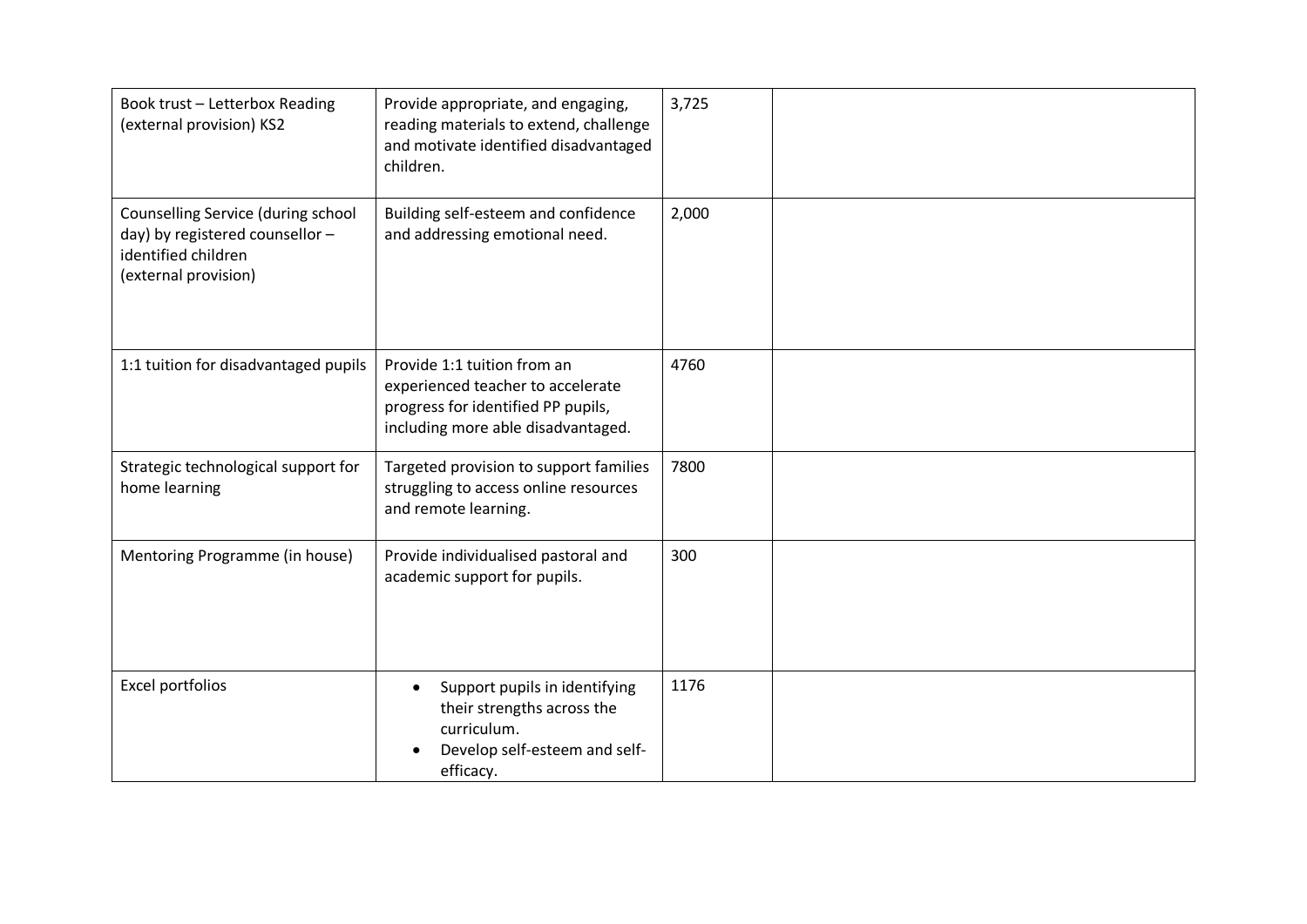| | | | |
|---|---|---|---|
| Book trust – Letterbox Reading (external provision) KS2 | Provide appropriate, and engaging, reading materials to extend, challenge and motivate identified disadvantaged children. | 3,725 | |
| Counselling Service (during school day) by registered counsellor – identified children (external provision) | Building self-esteem and confidence and addressing emotional need. | 2,000 | |
| 1:1 tuition for disadvantaged pupils | Provide 1:1 tuition from an experienced teacher to accelerate progress for identified PP pupils, including more able disadvantaged. | 4760 | |
| Strategic technological support for home learning | Targeted provision to support families struggling to access online resources and remote learning. | 7800 | |
| Mentoring Programme (in house) | Provide individualised pastoral and academic support for pupils. | 300 | |
| Excel portfolios | • Support pupils in identifying their strengths across the curriculum.<br>• Develop self-esteem and self-efficacy. | 1176 | |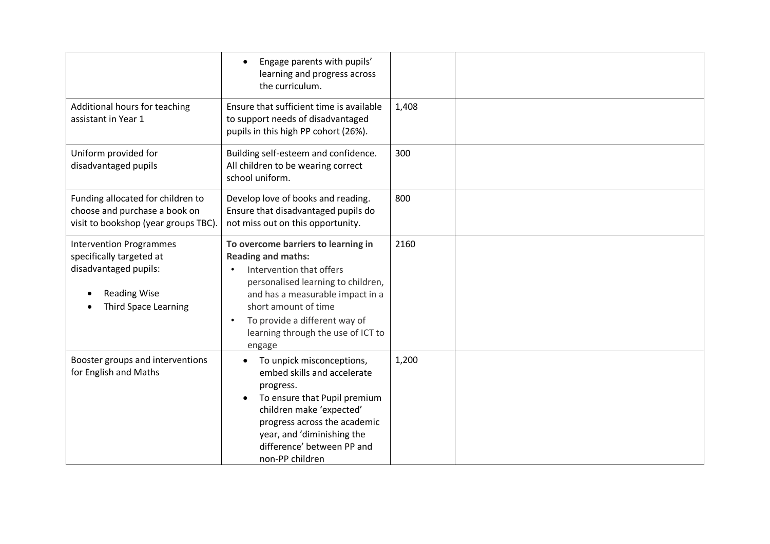| | | | |
|---|---|---|---|
| | • Engage parents with pupils' learning and progress across the curriculum. | | |
| Additional hours for teaching assistant in Year 1 | Ensure that sufficient time is available to support needs of disadvantaged pupils in this high PP cohort (26%). | 1,408 | |
| Uniform provided for disadvantaged pupils | Building self-esteem and confidence. All children to be wearing correct school uniform. | 300 | |
| Funding allocated for children to choose and purchase a book on visit to bookshop (year groups TBC). | Develop love of books and reading. Ensure that disadvantaged pupils do not miss out on this opportunity. | 800 | |
| Intervention Programmes specifically targeted at disadvantaged pupils:<br>• Reading Wise<br>• Third Space Learning | **To overcome barriers to learning in Reading and maths:**<br>• Intervention that offers personalised learning to children, and has a measurable impact in a short amount of time<br>• To provide a different way of learning through the use of ICT to engage | 2160 | |
| Booster groups and interventions for English and Maths | • To unpick misconceptions, embed skills and accelerate progress.<br>• To ensure that Pupil premium children make 'expected' progress across the academic year, and 'diminishing the difference' between PP and non-PP children | 1,200 | |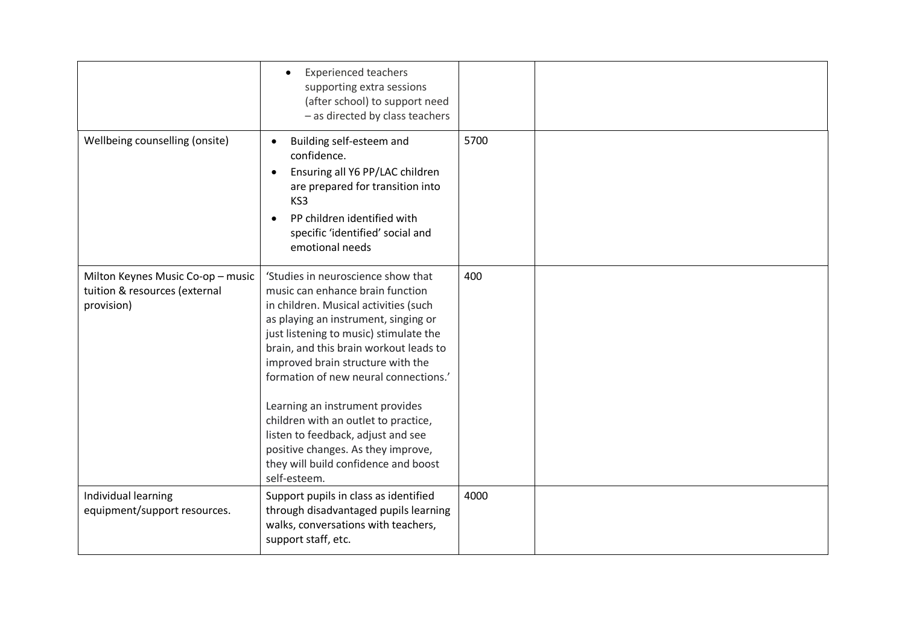| | | | |
|---|---|---|---|
| | • Experienced teachers supporting extra sessions (after school) to support need – as directed by class teachers | | |
| Wellbeing counselling (onsite) | • Building self-esteem and confidence.<br>• Ensuring all Y6 PP/LAC children are prepared for transition into KS3<br>• PP children identified with specific 'identified' social and emotional needs | 5700 | |
| Milton Keynes Music Co-op – music tuition & resources (external provision) | 'Studies in neuroscience show that music can enhance brain function in children. Musical activities (such as playing an instrument, singing or just listening to music) stimulate the brain, and this brain workout leads to improved brain structure with the formation of new neural connections.'<br><br>Learning an instrument provides children with an outlet to practice, listen to feedback, adjust and see positive changes. As they improve, they will build confidence and boost self-esteem. | 400 | |
| Individual learning equipment/support resources. | Support pupils in class as identified through disadvantaged pupils learning walks, conversations with teachers, support staff, etc. | 4000 | |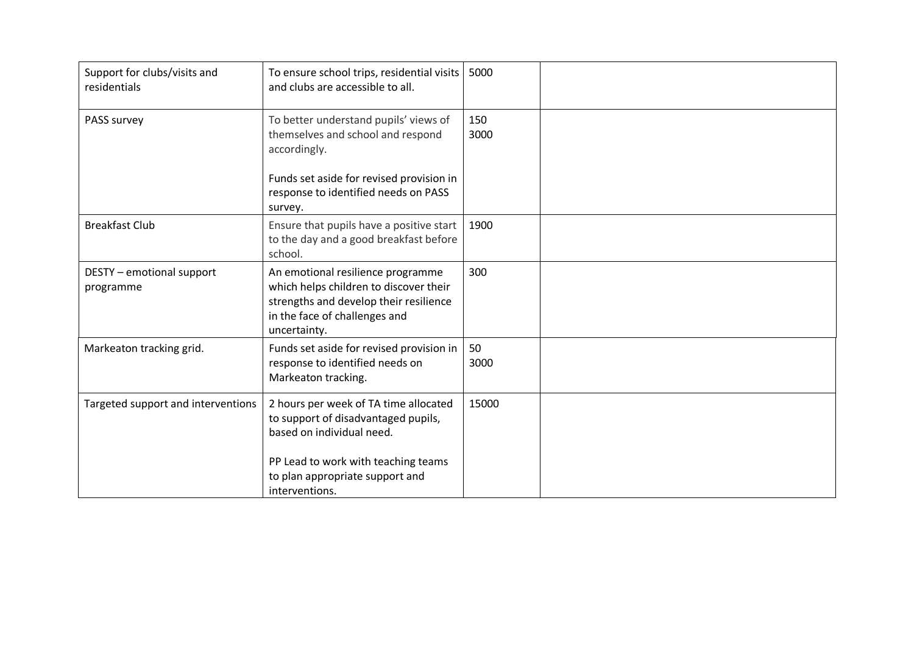| | | | |
|---|---|---|---|
| Support for clubs/visits and residentials | To ensure school trips, residential visits and clubs are accessible to all. | 5000 | |
| PASS survey | To better understand pupils' views of themselves and school and respond accordingly.<br><br>Funds set aside for revised provision in response to identified needs on PASS survey. | 150<br>3000 | |
| Breakfast Club | Ensure that pupils have a positive start to the day and a good breakfast before school. | 1900 | |
| DESTY – emotional support programme | An emotional resilience programme which helps children to discover their strengths and develop their resilience in the face of challenges and uncertainty. | 300 | |
| Markeaton tracking grid. | Funds set aside for revised provision in response to identified needs on Markeaton tracking. | 50<br>3000 | |
| Targeted support and interventions | 2 hours per week of TA time allocated to support of disadvantaged pupils, based on individual need.<br><br>PP Lead to work with teaching teams to plan appropriate support and interventions. | 15000 | |